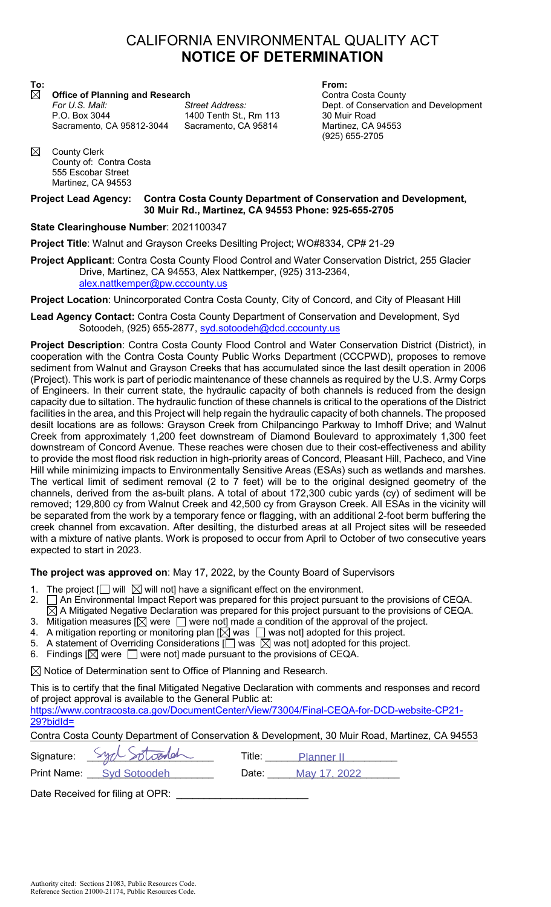# CALIFORNIA ENVIRONMENTAL QUALITY ACT
# **NOTICE OF DETERMINATION**

**To:**

☒ **Office of Planning and Research**

| *For U.S. Mail:* | *Street Address:* |
|---|---|
| P.O. Box 3044 | 1400 Tenth St., Rm 113 |
| Sacramento, CA 95812-3044 | Sacramento, CA 95814 |

☒ County Clerk
County of: Contra Costa
555 Escobar Street
Martinez, CA 94553

**From:**
Contra Costa County
Dept. of Conservation and Development
30 Muir Road
Martinez, CA 94553
(925) 655-2705

**Project Lead Agency: Contra Costa County Department of Conservation and Development, 30 Muir Rd., Martinez, CA 94553 Phone: 925-655-2705**

**State Clearinghouse Number**: 2021100347

**Project Title**: Walnut and Grayson Creeks Desilting Project; WO#8334, CP# 21-29

**Project Applicant**: Contra Costa County Flood Control and Water Conservation District, 255 Glacier Drive, Martinez, CA 94553, Alex Nattkemper, (925) 313-2364, alex.nattkemper@pw.cccounty.us

**Project Location**: Unincorporated Contra Costa County, City of Concord, and City of Pleasant Hill

**Lead Agency Contact:** Contra Costa County Department of Conservation and Development, Syd Sotoodeh, (925) 655-2877, syd.sotoodeh@dcd.cccounty.us

**Project Description**: Contra Costa County Flood Control and Water Conservation District (District), in cooperation with the Contra Costa County Public Works Department (CCCPWD), proposes to remove sediment from Walnut and Grayson Creeks that has accumulated since the last desilt operation in 2006 (Project). This work is part of periodic maintenance of these channels as required by the U.S. Army Corps of Engineers. In their current state, the hydraulic capacity of both channels is reduced from the design capacity due to siltation. The hydraulic function of these channels is critical to the operations of the District facilities in the area, and this Project will help regain the hydraulic capacity of both channels. The proposed desilt locations are as follows: Grayson Creek from Chilpancingo Parkway to Imhoff Drive; and Walnut Creek from approximately 1,200 feet downstream of Diamond Boulevard to approximately 1,300 feet downstream of Concord Avenue. These reaches were chosen due to their cost-effectiveness and ability to provide the most flood risk reduction in high-priority areas of Concord, Pleasant Hill, Pacheco, and Vine Hill while minimizing impacts to Environmentally Sensitive Areas (ESAs) such as wetlands and marshes. The vertical limit of sediment removal (2 to 7 feet) will be to the original designed geometry of the channels, derived from the as-built plans. A total of about 172,300 cubic yards (cy) of sediment will be removed; 129,800 cy from Walnut Creek and 42,500 cy from Grayson Creek. All ESAs in the vicinity will be separated from the work by a temporary fence or flagging, with an additional 2-foot berm buffering the creek channel from excavation. After desilting, the disturbed areas at all Project sites will be reseeded with a mixture of native plants. Work is proposed to occur from April to October of two consecutive years expected to start in 2023.

**The project was approved on**: May 17, 2022, by the County Board of Supervisors

1. The project [☐ will ☒ will not] have a significant effect on the environment.
2. ☐ An Environmental Impact Report was prepared for this project pursuant to the provisions of CEQA.
   ☒ A Mitigated Negative Declaration was prepared for this project pursuant to the provisions of CEQA.
3. Mitigation measures [☒ were ☐ were not] made a condition of the approval of the project.
4. A mitigation reporting or monitoring plan [☒ was ☐ was not] adopted for this project.
5. A statement of Overriding Considerations [☐ was ☒ was not] adopted for this project.
6. Findings [☒ were ☐ were not] made pursuant to the provisions of CEQA.

☒ Notice of Determination sent to Office of Planning and Research.

This is to certify that the final Mitigated Negative Declaration with comments and responses and record of project approval is available to the General Public at:
https://www.contracosta.ca.gov/DocumentCenter/View/73004/Final-CEQA-for-DCD-website-CP21-29?bidId=

Contra Costa County Department of Conservation & Development, 30 Muir Road, Martinez, CA 94553

Signature: Syd Sotoodeh          Title: Planner II

Print Name: Syd Sotoodeh          Date: May 17, 2022

Date Received for filing at OPR: ____________________

Authority cited: Sections 21083, Public Resources Code.
Reference Section 21000-21174, Public Resources Code.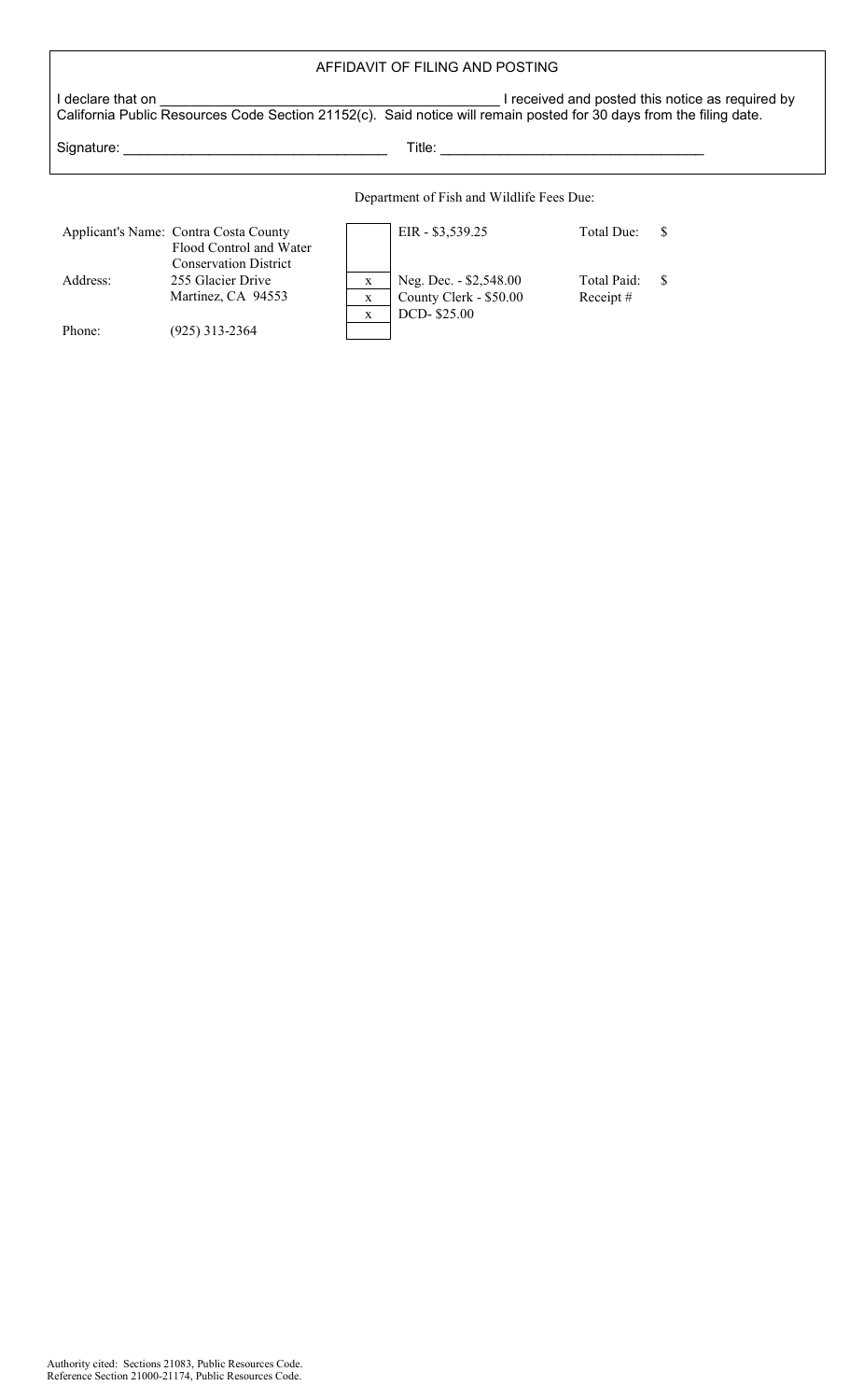## AFFIDAVIT OF FILING AND POSTING

I declare that on ____________________________________________ I received and posted this notice as required by California Public Resources Code Section 21152(c). Said notice will remain posted for 30 days from the filing date.

Signature: __________________________________ Title: __________________________________

Department of Fish and Wildlife Fees Due:

| | | | | | |
|---|---|---|---|---|---|
| Applicant's Name: | Contra Costa County Flood Control and Water Conservation District | | EIR - $3,539.25 | Total Due: | $ |
| Address: | 255 Glacier Drive Martinez, CA 94553 | x | Neg. Dec. - $2,548.00 | Total Paid: | $ |
| | | x | County Clerk - $50.00 | Receipt # | |
| | | x | DCD- $25.00 | | |
| Phone: | (925) 313-2364 | | | | |

Authority cited: Sections 21083, Public Resources Code.
Reference Section 21000-21174, Public Resources Code.